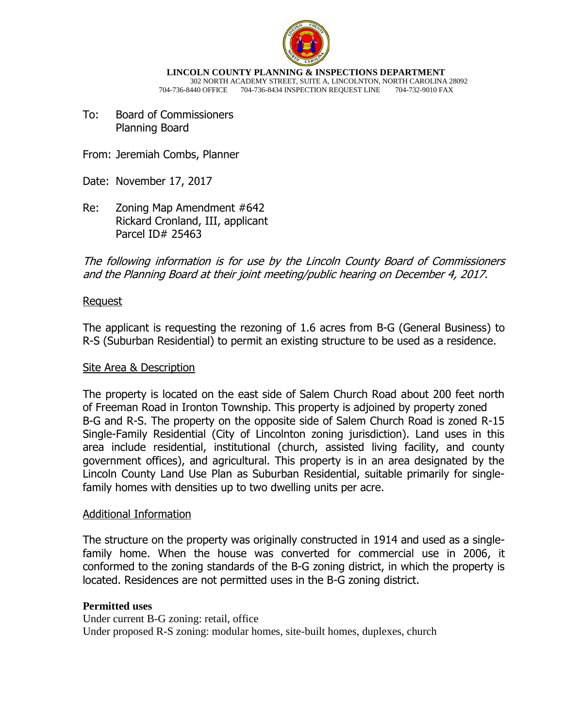**LINCOLN COUNTY PLANNING & INSPECTIONS DEPARTMENT**
302 NORTH ACADEMY STREET, SUITE A, LINCOLNTON, NORTH CAROLINA 28092
704-736-8440 OFFICE 704-736-8434 INSPECTION REQUEST LINE 704-732-9010 FAX

To: Board of Commissioners
Planning Board

From: Jeremiah Combs, Planner

Date: November 17, 2017

Re: Zoning Map Amendment #642
Rickard Cronland, III, applicant
Parcel ID# 25463

*The following information is for use by the Lincoln County Board of Commissioners and the Planning Board at their joint meeting/public hearing on December 4, 2017.*

Request

The applicant is requesting the rezoning of 1.6 acres from B-G (General Business) to R-S (Suburban Residential) to permit an existing structure to be used as a residence.

Site Area & Description

The property is located on the east side of Salem Church Road about 200 feet north of Freeman Road in Ironton Township. This property is adjoined by property zoned B-G and R-S. The property on the opposite side of Salem Church Road is zoned R-15 Single-Family Residential (City of Lincolnton zoning jurisdiction). Land uses in this area include residential, institutional (church, assisted living facility, and county government offices), and agricultural. This property is in an area designated by the Lincoln County Land Use Plan as Suburban Residential, suitable primarily for single-family homes with densities up to two dwelling units per acre.

Additional Information

The structure on the property was originally constructed in 1914 and used as a single-family home. When the house was converted for commercial use in 2006, it conformed to the zoning standards of the B-G zoning district, in which the property is located. Residences are not permitted uses in the B-G zoning district.

**Permitted uses**

Under current B-G zoning: retail, office
Under proposed R-S zoning: modular homes, site-built homes, duplexes, church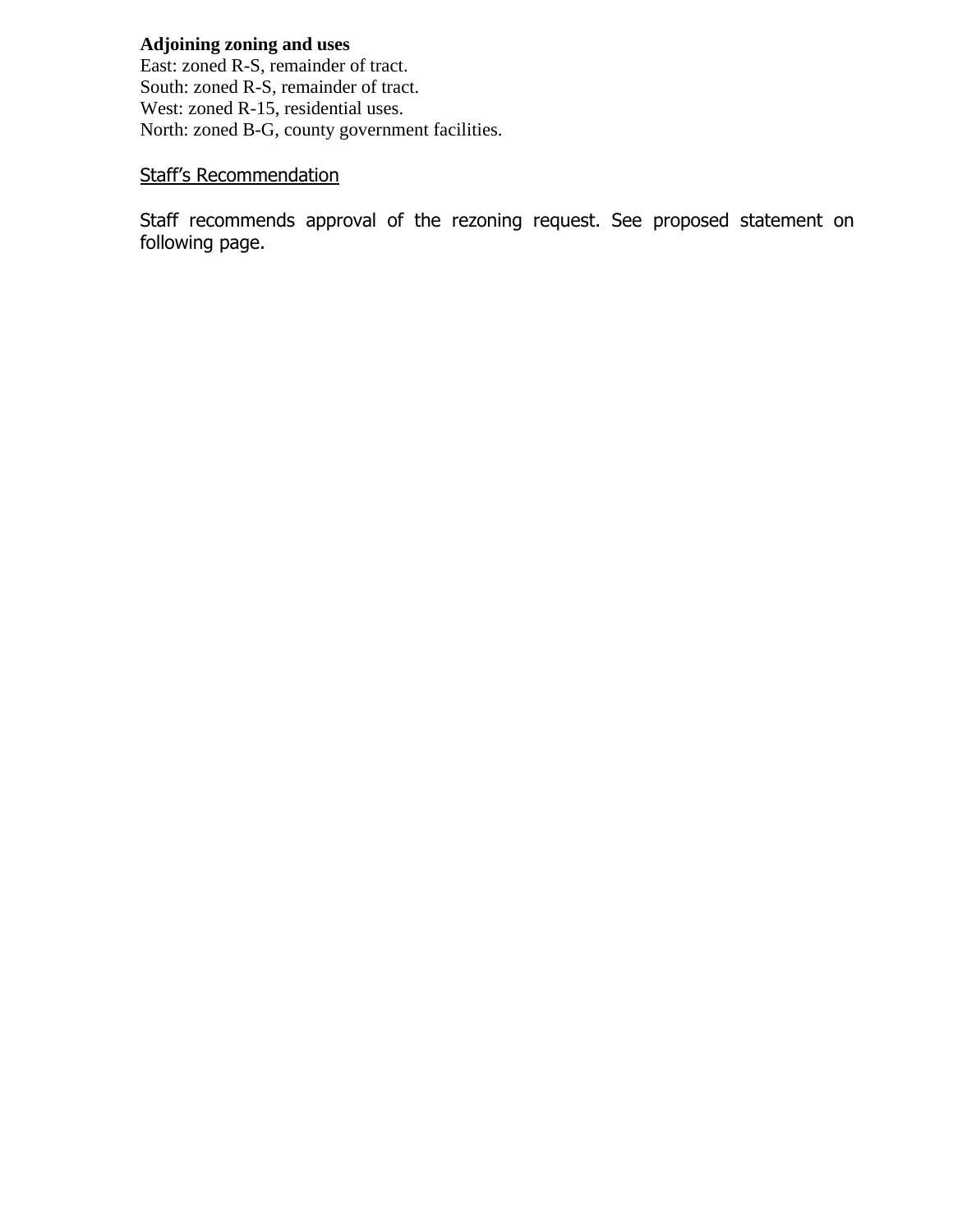**Adjoining zoning and uses**
East: zoned R-S, remainder of tract.
South: zoned R-S, remainder of tract.
West: zoned R-15, residential uses.
North: zoned B-G, county government facilities.

## Staff's Recommendation

Staff recommends approval of the rezoning request. See proposed statement on following page.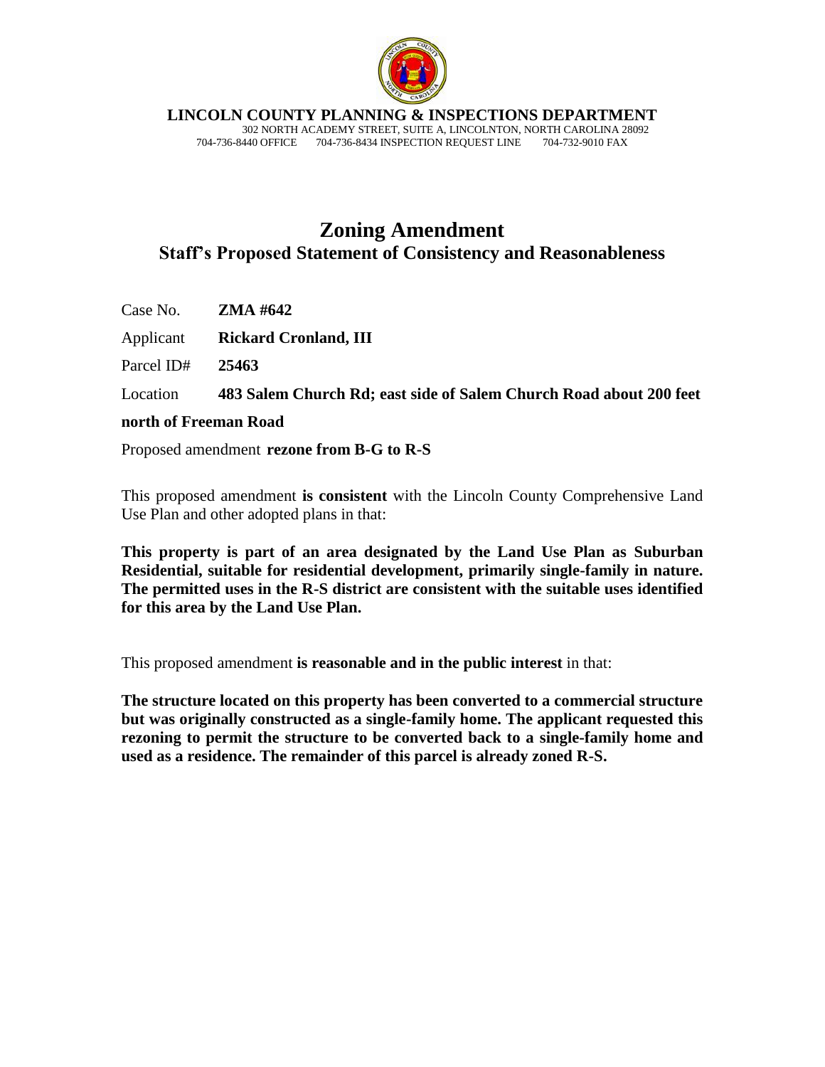**LINCOLN COUNTY PLANNING & INSPECTIONS DEPARTMENT**

302 NORTH ACADEMY STREET, SUITE A, LINCOLNTON, NORTH CAROLINA 28092

704-736-8440 OFFICE 704-736-8434 INSPECTION REQUEST LINE 704-732-9010 FAX

# Zoning Amendment

## Staff's Proposed Statement of Consistency and Reasonableness

Case No. **ZMA #642**

Applicant **Rickard Cronland, III**

Parcel ID# **25463**

Location **483 Salem Church Rd; east side of Salem Church Road about 200 feet north of Freeman Road**

Proposed amendment **rezone from B-G to R-S**

This proposed amendment **is consistent** with the Lincoln County Comprehensive Land Use Plan and other adopted plans in that:

**This property is part of an area designated by the Land Use Plan as Suburban Residential, suitable for residential development, primarily single-family in nature. The permitted uses in the R-S district are consistent with the suitable uses identified for this area by the Land Use Plan.**

This proposed amendment **is reasonable and in the public interest** in that:

**The structure located on this property has been converted to a commercial structure but was originally constructed as a single-family home. The applicant requested this rezoning to permit the structure to be converted back to a single-family home and used as a residence. The remainder of this parcel is already zoned R-S.**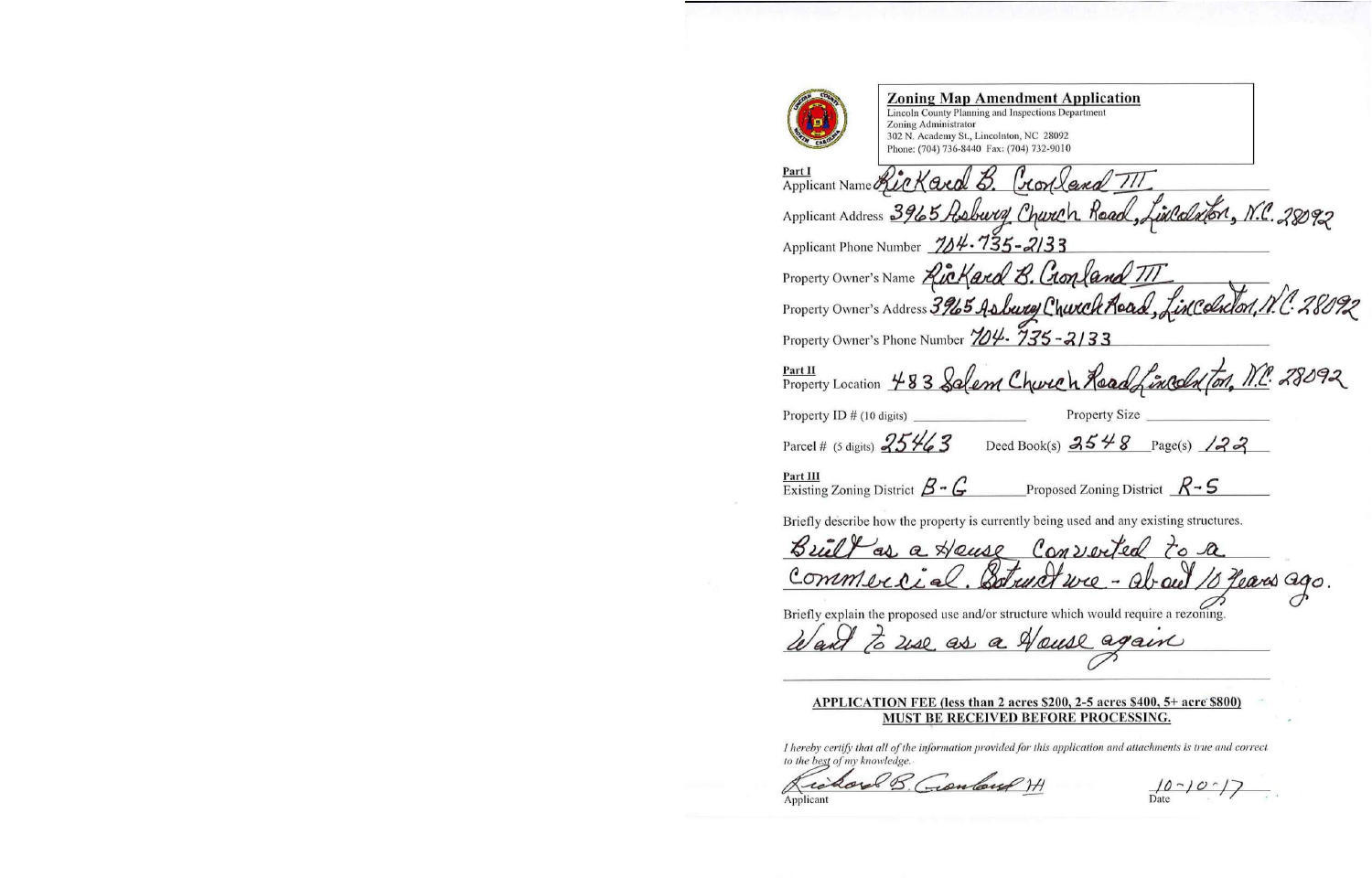## Zoning Map Amendment Application

Lincoln County Planning and Inspections Department
Zoning Administrator
302 N. Academy St., Lincolnton, NC 28092
Phone: (704) 736-8440 Fax: (704) 732-9010

**Part I**

Applicant Name: Rickard B. Cronland III

Applicant Address: 3965 Asbury Church Road, Lincolnton, N.C. 28092

Applicant Phone Number: 704-735-2133

Property Owner's Name: Rickard B. Cronland III

Property Owner's Address: 3965 Asbury Church Road, Lincolnton, N.C. 28092

Property Owner's Phone Number: 704-735-2133

**Part II**

Property Location: 483 Salem Church Road Lincolnton, N.C. 28092

Property ID # (10 digits) ______________ Property Size ______________

Parcel # (5 digits) 25463 Deed Book(s) 2548 Page(s) 122

**Part III**

Existing Zoning District: B-G Proposed Zoning District: R-S

Briefly describe how the property is currently being used and any existing structures.

Built as a House Converted to a Commercial. Structure - about 10 Years ago.

Briefly explain the proposed use and/or structure which would require a rezoning.

Want to use as a House again

**APPLICATION FEE (less than 2 acres $200, 2-5 acres $400, 5+ acre $800) MUST BE RECEIVED BEFORE PROCESSING.**

*I hereby certify that all of the information provided for this application and attachments is true and correct to the best of my knowledge.*

Applicant: Rickard B. Cronland III

Date: 10-10-17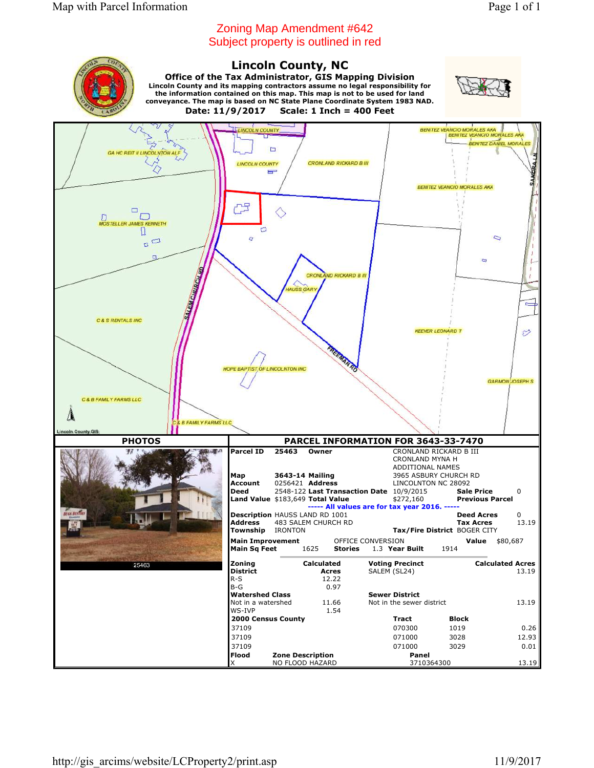# Zoning Map Amendment #642
Subject property is outlined in red

## Lincoln County, NC

**Office of the Tax Administrator, GIS Mapping Division**

**Lincoln County and its mapping contractors assume no legal responsibility for the information contained on this map. This map is not to be used for land conveyance. The map is based on NC State Plane Coordinate System 1983 NAD.**

**Date: 11/9/2017 Scale: 1 Inch = 400 Feet**

LINCOLN COUNTY

GA HC REIT II LINCOLNTON ALF

LINCOLN COUNTY

CRONLAND RICKARD B III

BENITEZ VEANCIO MORALES AKA BENITEZ VEANCIO MORALES AKA BENITEZ DANIEL MORALES

SANDRA LN

BENITEZ VEANCIO MORALES AKA

MOSTELLER JAMES KENNETH

CRONLAND RICKARD B III

HAUSS GARY

SALEM CHURCH RD

C & S RENTALS INC

KEEVER LEONARD T

FREEMAN RD

HOPE BAPTIST OF LINCOLNTON INC

GARMON JOSEPH S

C & B FAMILY FARMS LLC

C & B FAMILY FARMS LLC

Lincoln County GIS

## PHOTOS

25463

## PARCEL INFORMATION FOR 3643-33-7470

| | | | |
|---|---|---|---|
| **Parcel ID** 25463 | **Owner** | CRONLAND RICKARD B III<br>CRONLAND MYNA H<br>ADDITIONAL NAMES | |
| **Map** 3643-14 | **Mailing** | 3965 ASBURY CHURCH RD | |
| **Account** 0256421 | **Address** | LINCOLNTON NC 28092 | |
| **Deed** 2548-122 | **Last Transaction Date** | 10/9/2015 | **Sale Price** 0 |
| **Land Value** $183,649 | **Total Value** | $272,160 | **Previous Parcel** |

----- All values are for tax year 2016. -----

| | | | |
|---|---|---|---|
| **Description** | HAUSS LAND RD 1001 | **Deed Acres** | 0 |
| **Address** | 483 SALEM CHURCH RD | **Tax Acres** | 13.19 |
| **Township** | IRONTON | **Tax/Fire District** | BOGER CITY |

| | | | |
|---|---|---|---|
| **Main Improvement** | OFFICE CONVERSION | **Value** | $80,687 |
| **Main Sq Feet** 1625 | **Stories** 1.3 | **Year Built** | 1914 |

| Zoning District | Calculated Acres | Voting Precinct | Calculated Acres |
|---|---|---|---|
| R-S | 12.22 | SALEM (SL24) | 13.19 |
| B-G | 0.97 | | |

| Watershed Class | | Sewer District | |
|---|---|---|---|
| Not in a watershed | 11.66 | Not in the sewer district | 13.19 |
| WS-IVP | 1.54 | | |

| 2000 Census County | Tract | Block | |
|---|---|---|---|
| 37109 | 070300 | 1019 | 0.26 |
| 37109 | 071000 | 3028 | 12.93 |
| 37109 | 071000 | 3029 | 0.01 |

| Flood | Zone Description | Panel | |
|---|---|---|---|
| X | NO FLOOD HAZARD | 3710364300 | 13.19 |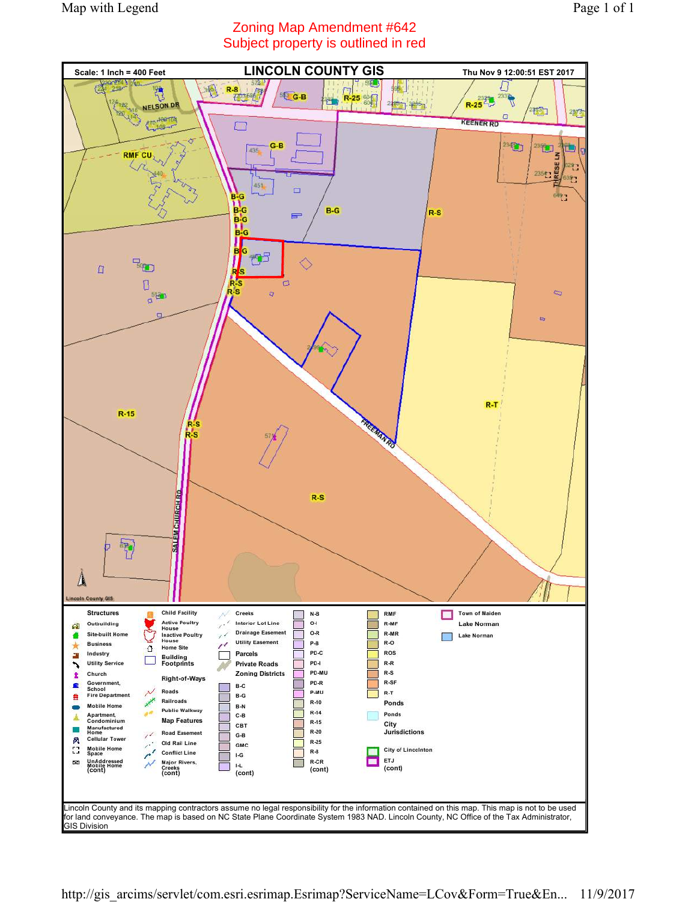# Zoning Map Amendment #642

Subject property is outlined in red

**Scale: 1 Inch = 400 Feet** | **LINCOLN COUNTY GIS** | **Thu Nov 9 12:00:51 EST 2017**

NELSON DR | KEENER RD | THRESE LN | SALEM CHURCH RD | FREEMAN RD

R-8 | G-B | R-25 | RMF CU | B-G | R-S | R-T | R-15

Lincoln County GIS

**Structures**
- Outbuilding
- Site-built Home
- Business
- Industry
- Utility Service
- Church
- Government, School
- Fire Department
- Mobile Home
- Apartment, Condominium
- Manufactured Home
- Cellular Tower
- Mobile Home Space
- UnAddressed Mobile Home
- (cont)

- Child Facility
- Active Poultry House
- Inactive Poultry House
- Home Site
- Building Footprints

**Right-of-Ways**
- Roads
- Railroads
- Public Walkway

**Map Features**
- Road Easement
- Old Rail Line
- Conflict Line
- Major Rivers, Creeks
- (cont)

- Creeks
- Interior Lot Line
- Drainage Easement
- Utility Easement
- Parcels
- Private Roads

**Zoning Districts**
- B-C
- B-G
- B-N
- C-B
- CBT
- G-B
- GMC
- I-G
- I-L
- (cont)

- N-B
- O-I
- O-R
- P-B
- PD-C
- PD-I
- PD-MU
- PD-R
- P-MU
- R-10
- R-14
- R-15
- R-20
- R-25
- R-8
- R-CR
- (cont)

- RMF
- R-MF
- R-MR
- R-O
- ROS
- R-R
- R-S
- R-SF
- R-T

**Ponds**
- Ponds

**City Jurisdictions**
- City of Lincolnton
- ETJ
- (cont)

- Town of Maiden
- Lake Norman
- Lake Norman

Lincoln County and its mapping contractors assume no legal responsibility for the information contained on this map. This map is not to be used for land conveyance. The map is based on NC State Plane Coordinate System 1983 NAD. Lincoln County, NC Office of the Tax Administrator, GIS Division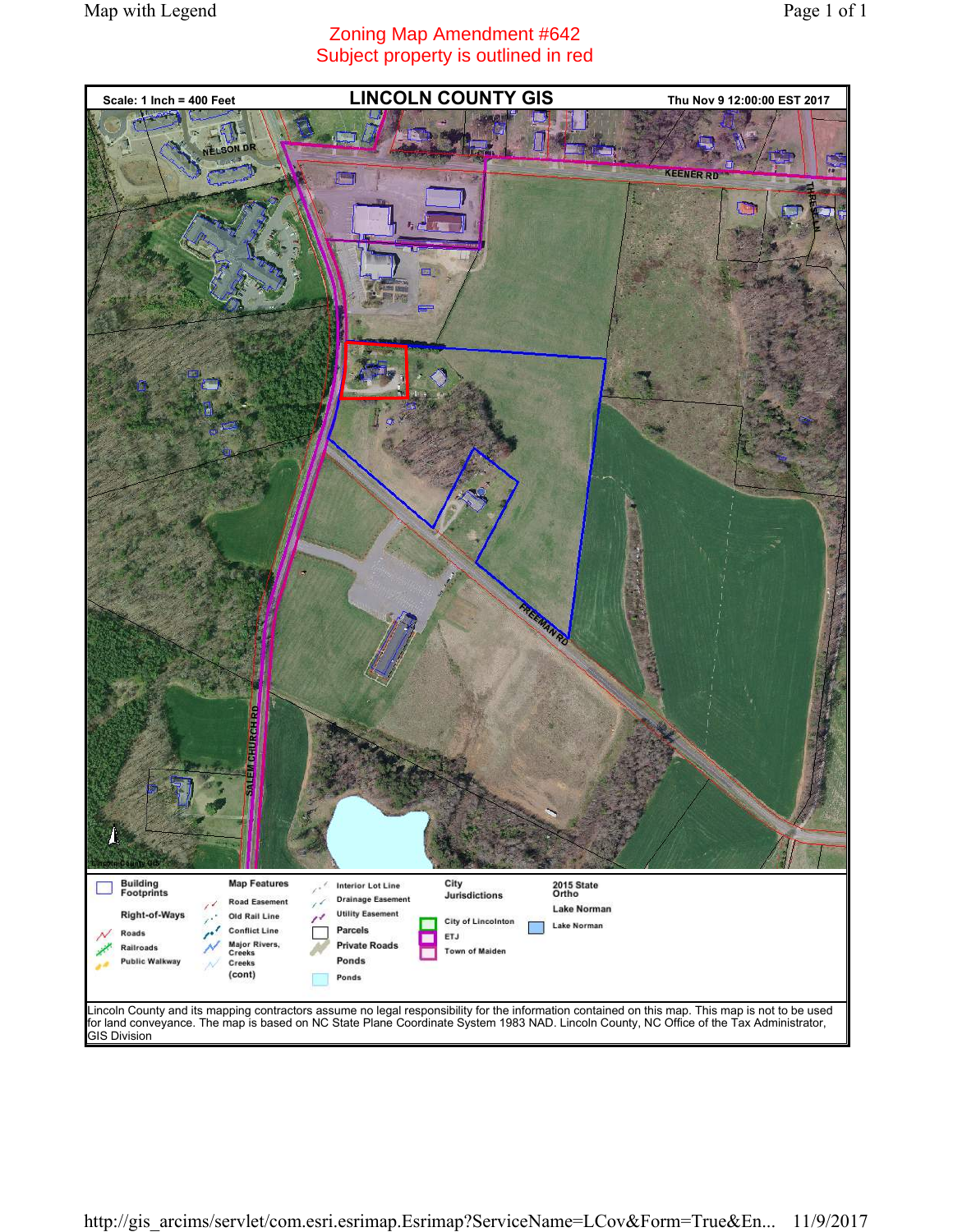# Zoning Map Amendment #642

Subject property is outlined in red

Scale: 1 Inch = 400 Feet

**LINCOLN COUNTY GIS**

Thu Nov 9 12:00:00 EST 2017

NELSON DR

KEENER RD

THRESHALL

FREEMAN RD

SALEM CHURCH RD

Building Footprints

Right-of-Ways

Roads

Railroads

Public Walkway

Map Features

Road Easement

Old Rail Line

Conflict Line

Major Rivers, Creeks

Creeks

(cont)

Interior Lot Line

Drainage Easement

Utility Easement

Parcels

Private Roads

Ponds

Ponds

City Jurisdictions

City of Lincolnton

ETJ

Town of Maiden

2015 State Ortho

Lake Norman

Lake Norman

Lincoln County and its mapping contractors assume no legal responsibility for the information contained on this map. This map is not to be used for land conveyance. The map is based on NC State Plane Coordinate System 1983 NAD. Lincoln County, NC Office of the Tax Administrator, GIS Division